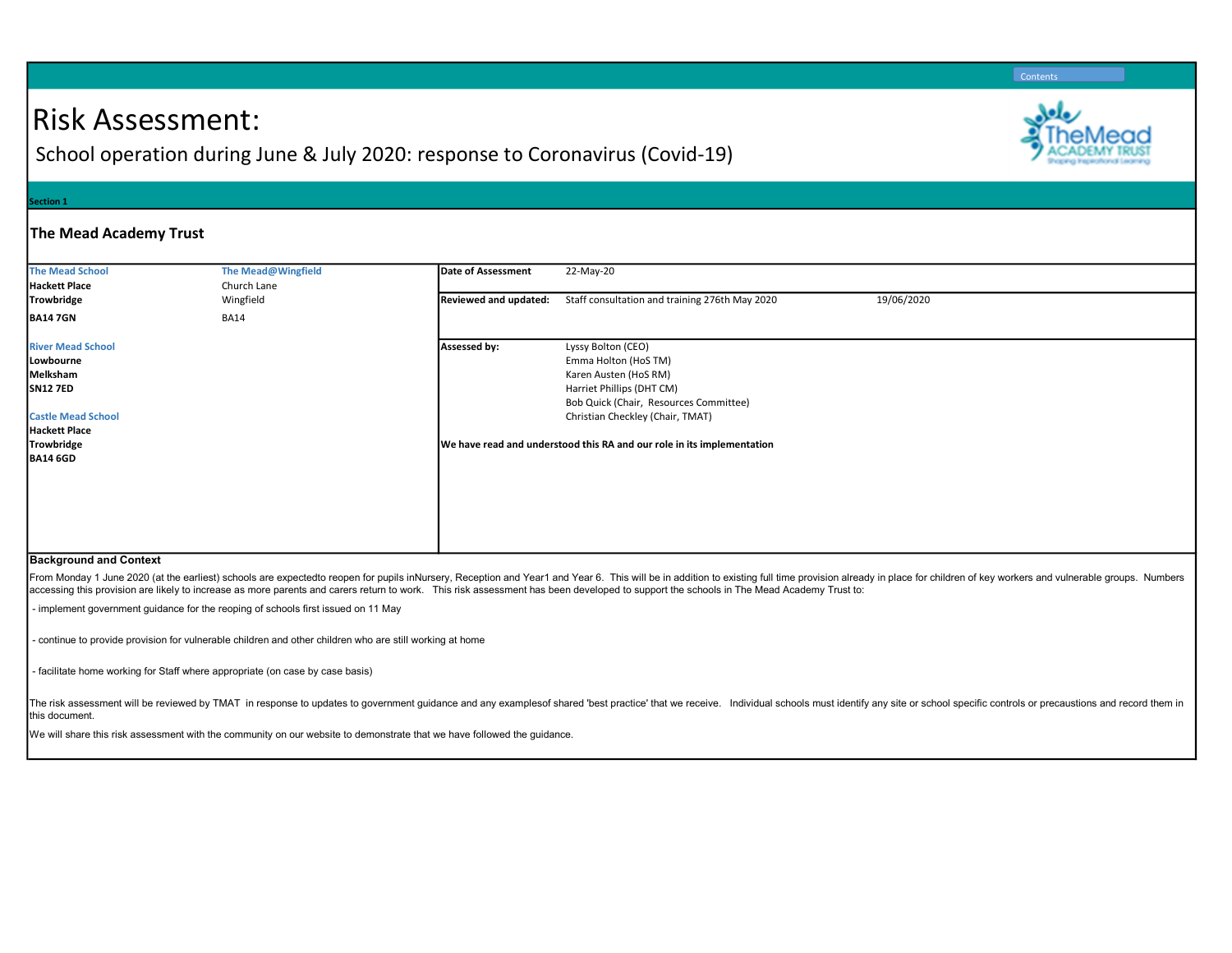Contents

# Risk Assessment:

## School operation during June & July 2020: response to Coronavirus (Covid-19)

Section 1

### The Mead Academy Trust

| The Mead School | The Mead@Wingfield | Date of Assessment | 22-May-20 | |
|---|---|---|---|---|
| Hackett Place | Church Lane | Reviewed and updated: | Staff consultation and training 276th May 2020 | 19/06/2020 |
| Trowbridge | Wingfield | | | |
| BA14 7GN | BA14 | | | |
| River Mead School | | Assessed by: | Lyssy Bolton (CEO) | |
| Lowbourne | | | Emma Holton (HoS TM) | |
| Melksham | | | Karen Austen (HoS RM) | |
| SN12 7ED | | | Harriet Phillips (DHT CM) | |
| | | | Bob Quick (Chair, Resources Committee) | |
| Castle Mead School | | | Christian Checkley (Chair, TMAT) | |
| Hackett Place | | | | |
| Trowbridge | | We have read and understood this RA and our role in its implementation | | |
| BA14 6GD | | | | |

**Background and Context**

From Monday 1 June 2020 (at the earliest) schools are expectedto reopen for pupils inNursery, Reception and Year1 and Year 6. This will be in addition to existing full time provision already in place for children of key workers and vulnerable groups. Numbers accessing this provision are likely to increase as more parents and carers return to work. This risk assessment has been developed to support the schools in The Mead Academy Trust to:

- implement government guidance for the reoping of schools first issued on 11 May
- continue to provide provision for vulnerable children and other children who are still working at home
- facilitate home working for Staff where appropriate (on case by case basis)

The risk assessment will be reviewed by TMAT in response to updates to government guidance and any examplesof shared 'best practice' that we receive. Individual schools must identify any site or school specific controls or precaustions and record them in this document.

We will share this risk assessment with the community on our website to demonstrate that we have followed the guidance.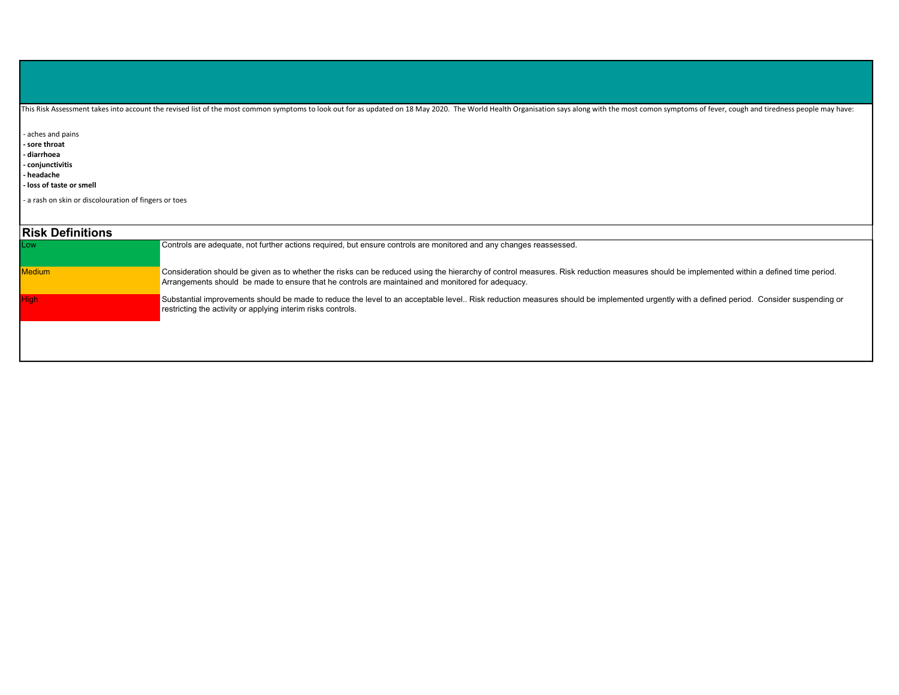This Risk Assessment takes into account the revised list of the most common symptoms to look out for as updated on 18 May 2020. The World Health Organisation says along with the most comon symptoms of fever, cough and tiredness people may have:

- aches and pains
- **sore throat**
- **diarrhoea**
- **conjunctivitis**
- **headache**
- **loss of taste or smell**
- a rash on skin or discolouration of fingers or toes

## Risk Definitions

| | |
|---|---|
| Low | Controls are adequate, not further actions required, but ensure controls are monitored and any changes reassessed. |
| Medium | Consideration should be given as to whether the risks can be reduced using the hierarchy of control measures. Risk reduction measures should be implemented within a defined time period. Arrangements should be made to ensure that he controls are maintained and monitored for adequacy. |
| High | Substantial improvements should be made to reduce the level to an acceptable level.. Risk reduction measures should be implemented urgently with a defined period. Consider suspending or restricting the activity or applying interim risks controls. |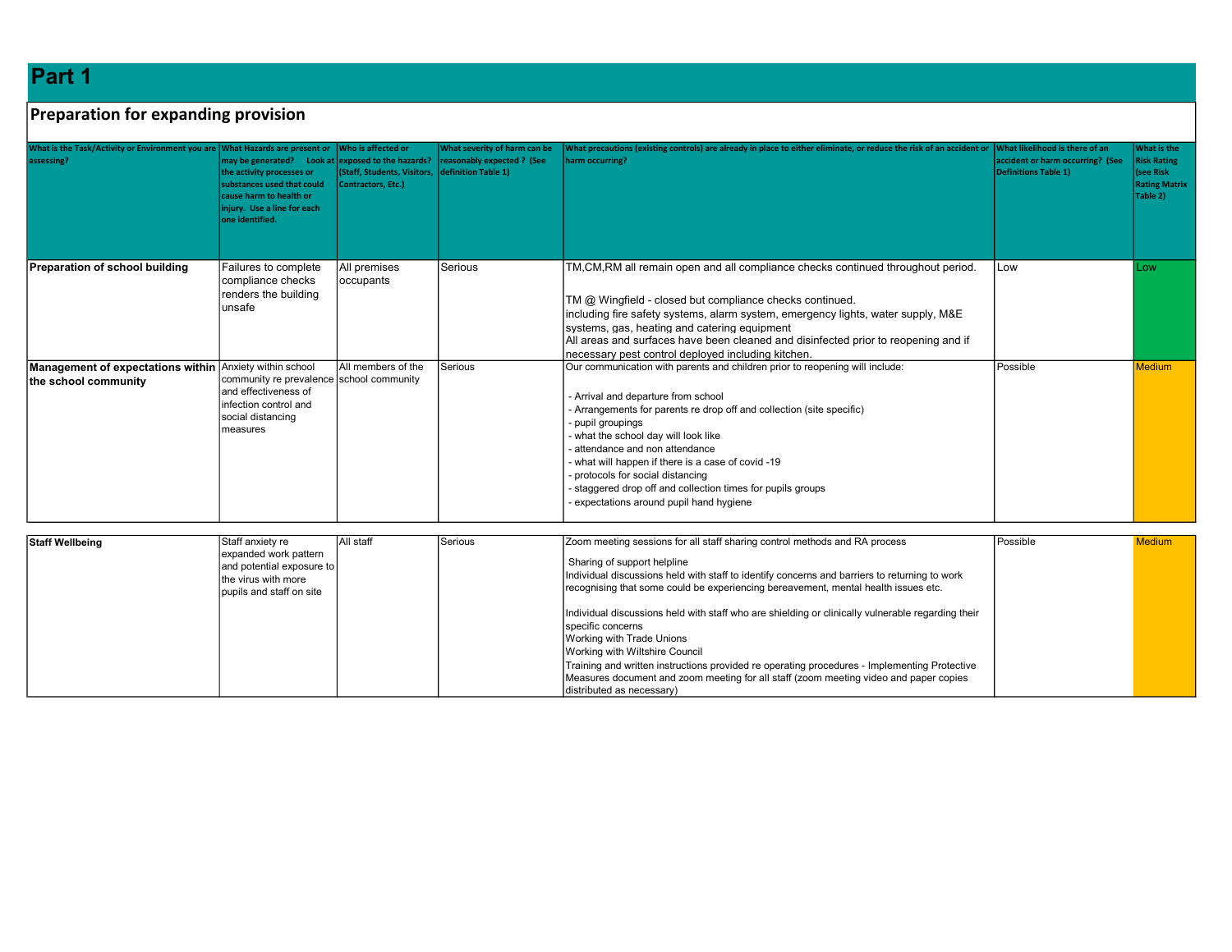# Part 1

## Preparation for expanding provision

| What is the Task/Activity or Environment you are assessing? | What Hazards are present or may be generated? Look at the activity processes or substances used that could cause harm to health or injury. Use a line for each one identified. | Who is affected or exposed to the hazards? (Staff, Students, Visitors, Contractors, Etc.) | What severity of harm can be reasonably expected ? (See definition Table 1) | What precautions (existing controls) are already in place to either eliminate, or reduce the risk of an accident or harm occurring? | What likelihood is there of an accident or harm occurring? (See Definitions Table 1) | What is the Risk Rating (see Risk Rating Matrix Table 2) |
|---|---|---|---|---|---|---|
| **Preparation of school building** | Failures to complete compliance checks renders the building unsafe | All premises occupants | Serious | TM,CM,RM all remain open and all compliance checks continued throughout period.<br><br>TM @ Wingfield - closed but compliance checks continued.<br>including fire safety systems, alarm system, emergency lights, water supply, M&E systems, gas, heating and catering equipment<br>All areas and surfaces have been cleaned and disinfected prior to reopening and if necessary pest control deployed including kitchen. | Low | Low |
| **Management of expectations within the school community** | Anxiety within school community re prevalence and effectiveness of infection control and social distancing measures | All members of the school community | Serious | Our communication with parents and children prior to reopening will include:<br><br>- Arrival and departure from school<br>- Arrangements for parents re drop off and collection (site specific)<br>- pupil groupings<br>- what the school day will look like<br>- attendance and non attendance<br>- what will happen if there is a case of covid -19<br>- protocols for social distancing<br>- staggered drop off and collection times for pupils groups<br>- expectations around pupil hand hygiene | Possible | Medium |
| **Staff Wellbeing** | Staff anxiety re expanded work pattern and potential exposure to the virus with more pupils and staff on site | All staff | Serious | Zoom meeting sessions for all staff sharing control methods and RA process<br><br>Sharing of support helpline<br>Individual discussions held with staff to identify concerns and barriers to returning to work recognising that some could be experiencing bereavement, mental health issues etc.<br><br>Individual discussions held with staff who are shielding or clinically vulnerable regarding their specific concerns<br>Working with Trade Unions<br>Working with Wiltshire Council<br>Training and written instructions provided re operating procedures - Implementing Protective Measures document and zoom meeting for all staff (zoom meeting video and paper copies distributed as necessary) | Possible | Medium |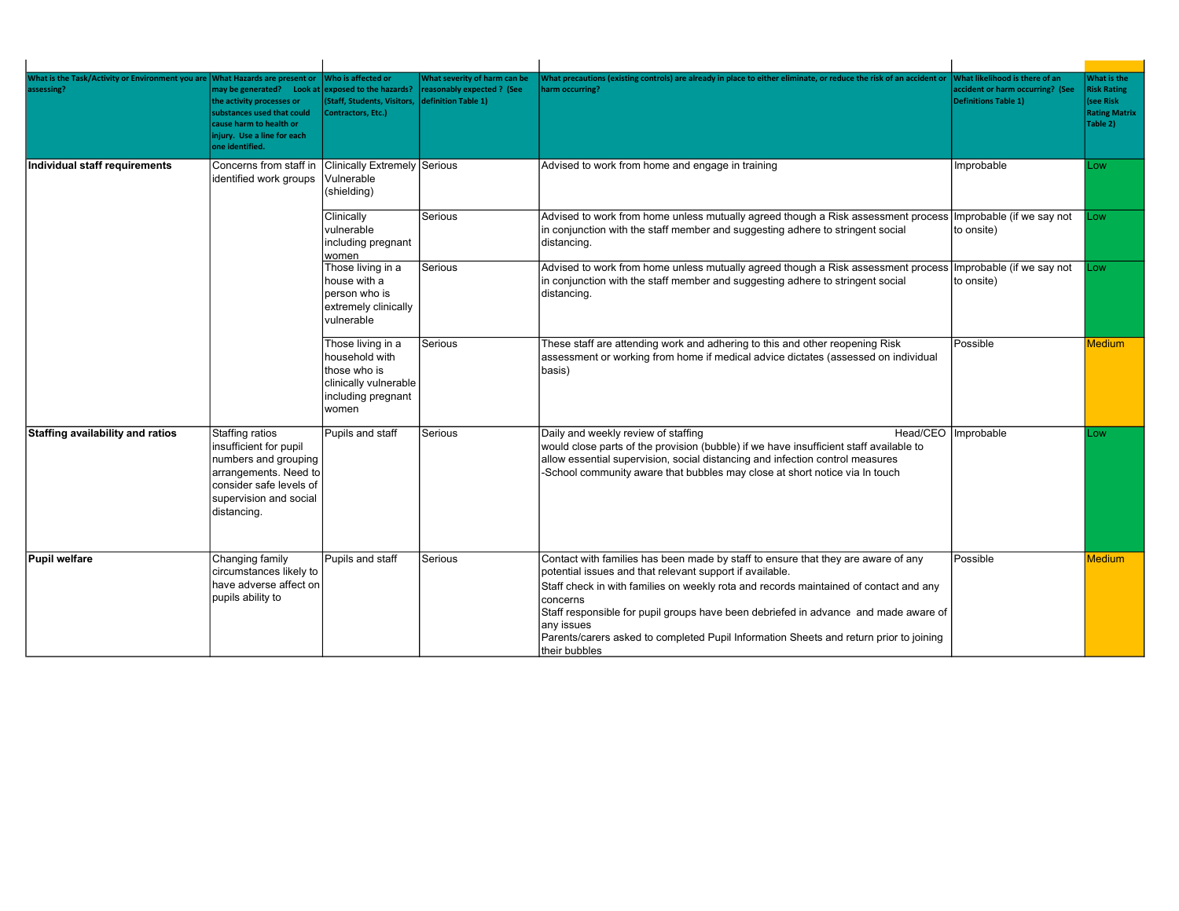| What is the Task/Activity or Environment you are assessing? | What Hazards are present or may be generated? Look at the activity processes or substances used that could cause harm to health or injury. Use a line for each one identified. | Who is affected or exposed to the hazards? (Staff, Students, Visitors, Contractors, Etc.) | What severity of harm can be reasonably expected ? (See definition Table 1) | What precautions (existing controls) are already in place to either eliminate, or reduce the risk of an accident or harm occurring? | What likelihood is there of an accident or harm occurring? (See Definitions Table 1) | What is the Risk Rating (see Risk Rating Matrix Table 2) |
|---|---|---|---|---|---|---|
| **Individual staff requirements** | Concerns from staff in identified work groups | Clinically Extremely Vulnerable (shielding) | Serious | Advised to work from home and engage in training | Improbable | Low |
| | | Clinically vulnerable including pregnant women | Serious | Advised to work from home unless mutually agreed though a Risk assessment process in conjunction with the staff member and suggesting adhere to stringent social distancing. | Improbable (if we say not to onsite) | Low |
| | | Those living in a house with a person who is extremely clinically vulnerable | Serious | Advised to work from home unless mutually agreed though a Risk assessment process in conjunction with the staff member and suggesting adhere to stringent social distancing. | Improbable (if we say not to onsite) | Low |
| | | Those living in a household with those who is clinically vulnerable including pregnant women | Serious | These staff are attending work and adhering to this and other reopening Risk assessment or working from home if medical advice dictates (assessed on individual basis) | Possible | Medium |
| **Staffing availability and ratios** | Staffing ratios insufficient for pupil numbers and grouping arrangements. Need to consider safe levels of supervision and social distancing. | Pupils and staff | Serious | Daily and weekly review of staffing Head/CEO would close parts of the provision (bubble) if we have insufficient staff available to allow essential supervision, social distancing and infection control measures<br>-School community aware that bubbles may close at short notice via In touch | Improbable | Low |
| **Pupil welfare** | Changing family circumstances likely to have adverse affect on pupils ability to | Pupils and staff | Serious | Contact with families has been made by staff to ensure that they are aware of any potential issues and that relevant support if available.<br>Staff check in with families on weekly rota and records maintained of contact and any concerns<br>Staff responsible for pupil groups have been debriefed in advance and made aware of any issues<br>Parents/carers asked to completed Pupil Information Sheets and return prior to joining their bubbles | Possible | Medium |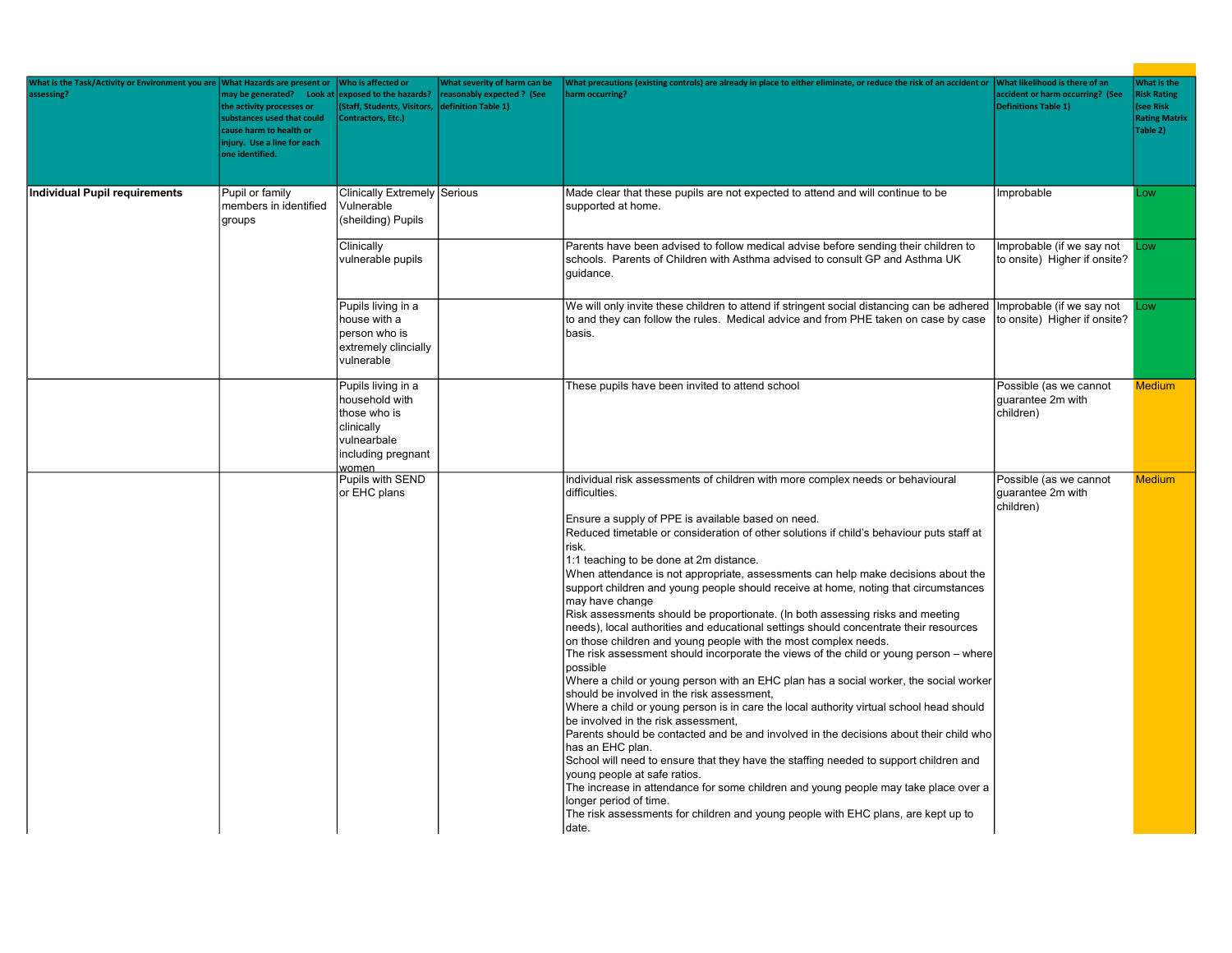| What is the Task/Activity or Environment you are assessing? | What Hazards are present or may be generated? Look at the activity processes or substances used that could cause harm to health or injury. Use a line for each one identified. | Who is affected or exposed to the hazards? (Staff, Students, Visitors, Contractors, Etc.) | What severity of harm can be reasonably expected ? (See definition Table 1) | What precautions (existing controls) are already in place to either eliminate, or reduce the risk of an accident or harm occurring? | What likelihood is there of an accident or harm occurring? (See Definitions Table 1) | What is the Risk Rating (see Risk Rating Matrix Table 2) |
|---|---|---|---|---|---|---|
| **Individual Pupil requirements** | Pupil or family members in identified groups | Clinically Extremely Vulnerable (sheilding) Pupils | Serious | Made clear that these pupils are not expected to attend and will continue to be supported at home. | Improbable | Low |
| | | Clinically vulnerable pupils | | Parents have been advised to follow medical advise before sending their children to schools. Parents of Children with Asthma advised to consult GP and Asthma UK guidance. | Improbable (if we say not to onsite) Higher if onsite? | Low |
| | | Pupils living in a house with a person who is extremely clincially vulnerable | | We will only invite these children to attend if stringent social distancing can be adhered to and they can follow the rules. Medical advice and from PHE taken on case by case basis. | Improbable (if we say not to onsite) Higher if onsite? | Low |
| | | Pupils living in a household with those who is clinically vulnearbale including pregnant women | | These pupils have been invited to attend school | Possible (as we cannot guarantee 2m with children) | Medium |
| | | Pupils with SEND or EHC plans | | Individual risk assessments of children with more complex needs or behavioural difficulties.<br><br>Ensure a supply of PPE is available based on need.<br>Reduced timetable or consideration of other solutions if child's behaviour puts staff at risk.<br>1:1 teaching to be done at 2m distance.<br>When attendance is not appropriate, assessments can help make decisions about the support children and young people should receive at home, noting that circumstances may have change<br>Risk assessments should be proportionate. (In both assessing risks and meeting needs), local authorities and educational settings should concentrate their resources on those children and young people with the most complex needs.<br>The risk assessment should incorporate the views of the child or young person – where possible<br>Where a child or young person with an EHC plan has a social worker, the social worker should be involved in the risk assessment,<br>Where a child or young person is in care the local authority virtual school head should be involved in the risk assessment,<br>Parents should be contacted and be and involved in the decisions about their child who has an EHC plan.<br>School will need to ensure that they have the staffing needed to support children and young people at safe ratios.<br>The increase in attendance for some children and young people may take place over a longer period of time.<br>The risk assessments for children and young people with EHC plans, are kept up to date. | Possible (as we cannot guarantee 2m with children) | Medium |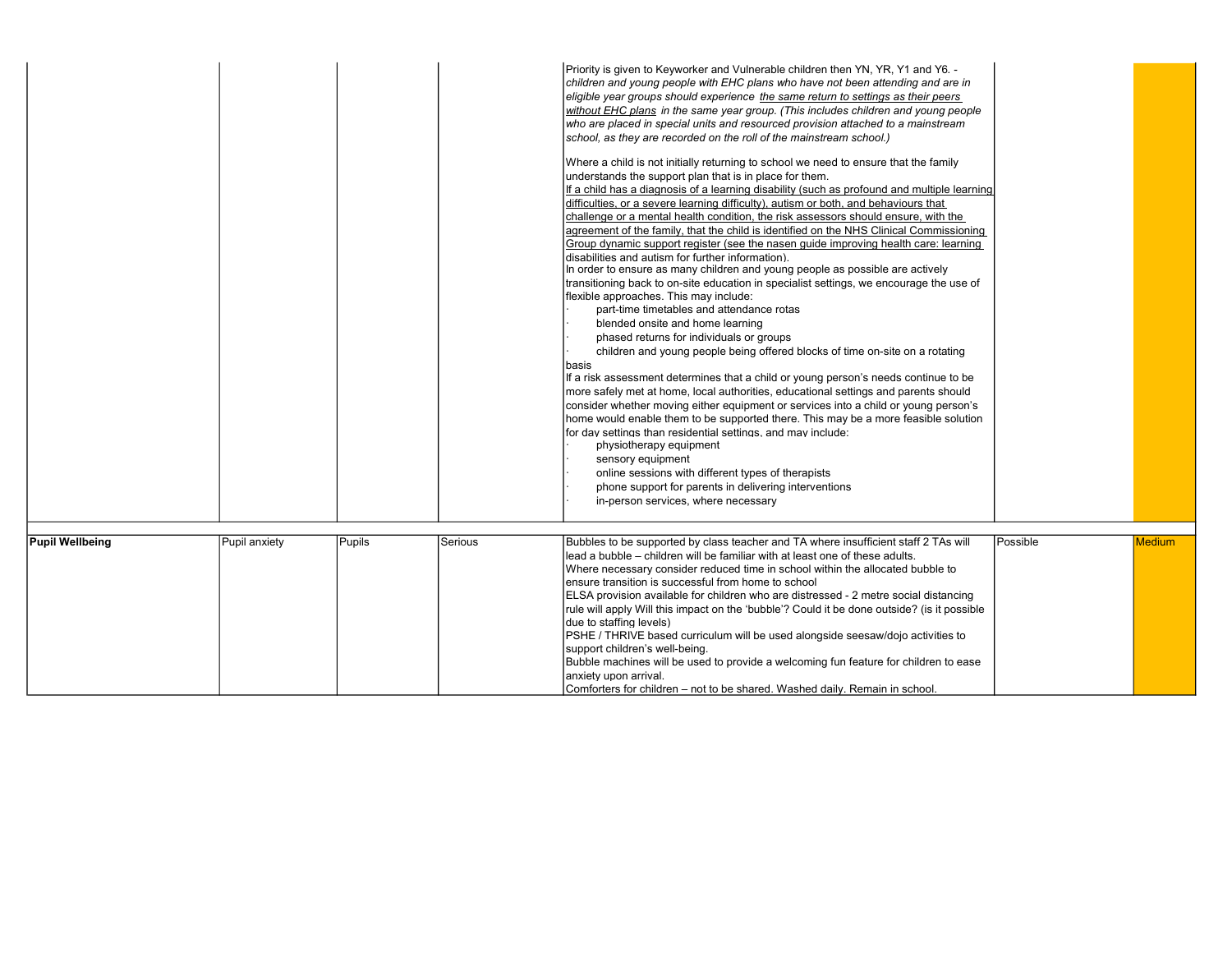| | | | | | | |
|---|---|---|---|---|---|---|
| | | | | Priority is given to Keyworker and Vulnerable children then YN, YR, Y1 and Y6. - *children and young people with EHC plans who have not been attending and are in eligible year groups should experience the same return to settings as their peers without EHC plans in the same year group. (This includes children and young people who are placed in special units and resourced provision attached to a mainstream school, as they are recorded on the roll of the mainstream school.)*<br><br>Where a child is not initially returning to school we need to ensure that the family understands the support plan that is in place for them.<br>If a child has a diagnosis of a learning disability (such as profound and multiple learning difficulties, or a severe learning difficulty), autism or both, and behaviours that challenge or a mental health condition, the risk assessors should ensure, with the agreement of the family, that the child is identified on the NHS Clinical Commissioning Group dynamic support register (see the nasen guide improving health care: learning disabilities and autism for further information).<br>In order to ensure as many children and young people as possible are actively transitioning back to on-site education in specialist settings, we encourage the use of flexible approaches. This may include:<br>· part-time timetables and attendance rotas<br>· blended onsite and home learning<br>· phased returns for individuals or groups<br>· children and young people being offered blocks of time on-site on a rotating basis<br>If a risk assessment determines that a child or young person's needs continue to be more safely met at home, local authorities, educational settings and parents should consider whether moving either equipment or services into a child or young person's home would enable them to be supported there. This may be a more feasible solution for day settings than residential settings, and may include:<br>· physiotherapy equipment<br>· sensory equipment<br>· online sessions with different types of therapists<br>· phone support for parents in delivering interventions<br>· in-person services, where necessary | | |
| | | | | | | |
| **Pupil Wellbeing** | Pupil anxiety | Pupils | Serious | Bubbles to be supported by class teacher and TA where insufficient staff 2 TAs will lead a bubble – children will be familiar with at least one of these adults.<br>Where necessary consider reduced time in school within the allocated bubble to ensure transition is successful from home to school<br>ELSA provision available for children who are distressed - 2 metre social distancing rule will apply Will this impact on the 'bubble'? Could it be done outside? (is it possible due to staffing levels)<br>PSHE / THRIVE based curriculum will be used alongside seesaw/dojo activities to support children's well-being.<br>Bubble machines will be used to provide a welcoming fun feature for children to ease anxiety upon arrival.<br>Comforters for children – not to be shared. Washed daily. Remain in school. | Possible | Medium |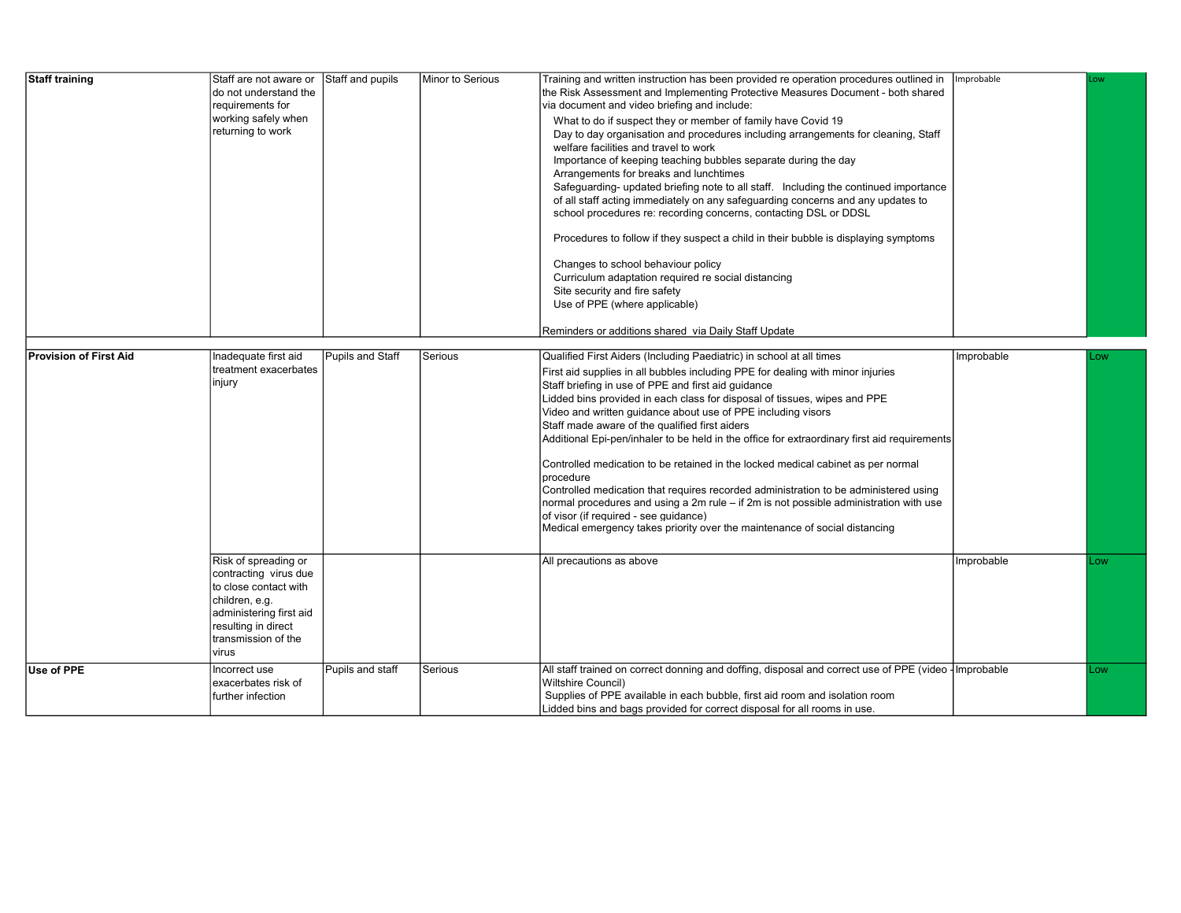| | | | | | | |
|---|---|---|---|---|---|---|
| **Staff training** | Staff are not aware or do not understand the requirements for working safely when returning to work | Staff and pupils | Minor to Serious | Training and written instruction has been provided re operation procedures outlined in the Risk Assessment and Implementing Protective Measures Document - both shared via document and video briefing and include:<br>What to do if suspect they or member of family have Covid 19<br>Day to day organisation and procedures including arrangements for cleaning, Staff welfare facilities and travel to work<br>Importance of keeping teaching bubbles separate during the day<br>Arrangements for breaks and lunchtimes<br>Safeguarding- updated briefing note to all staff. Including the continued importance of all staff acting immediately on any safeguarding concerns and any updates to school procedures re: recording concerns, contacting DSL or DDSL<br><br>Procedures to follow if they suspect a child in their bubble is displaying symptoms<br><br>Changes to school behaviour policy<br>Curriculum adaptation required re social distancing<br>Site security and fire safety<br>Use of PPE (where applicable)<br><br>Reminders or additions shared via Daily Staff Update | Improbable | Low |
| | | | | | | |
| **Provision of First Aid** | Inadequate first aid treatment exacerbates injury | Pupils and Staff | Serious | Qualified First Aiders (Including Paediatric) in school at all times<br>First aid supplies in all bubbles including PPE for dealing with minor injuries<br>Staff briefing in use of PPE and first aid guidance<br>Lidded bins provided in each class for disposal of tissues, wipes and PPE<br>Video and written guidance about use of PPE including visors<br>Staff made aware of the qualified first aiders<br>Additional Epi-pen/inhaler to be held in the office for extraordinary first aid requirements<br><br>Controlled medication to be retained in the locked medical cabinet as per normal procedure<br>Controlled medication that requires recorded administration to be administered using normal procedures and using a 2m rule – if 2m is not possible administration with use of visor (if required - see guidance)<br>Medical emergency takes priority over the maintenance of social distancing | Improbable | Low |
| | Risk of spreading or contracting virus due to close contact with children, e.g. administering first aid resulting in direct transmission of the virus | | | All precautions as above | Improbable | Low |
| **Use of PPE** | Incorrect use exacerbates risk of further infection | Pupils and staff | Serious | All staff trained on correct donning and doffing, disposal and correct use of PPE (video - Wiltshire Council)<br>Supplies of PPE available in each bubble, first aid room and isolation room<br>Lidded bins and bags provided for correct disposal for all rooms in use. | Improbable | Low |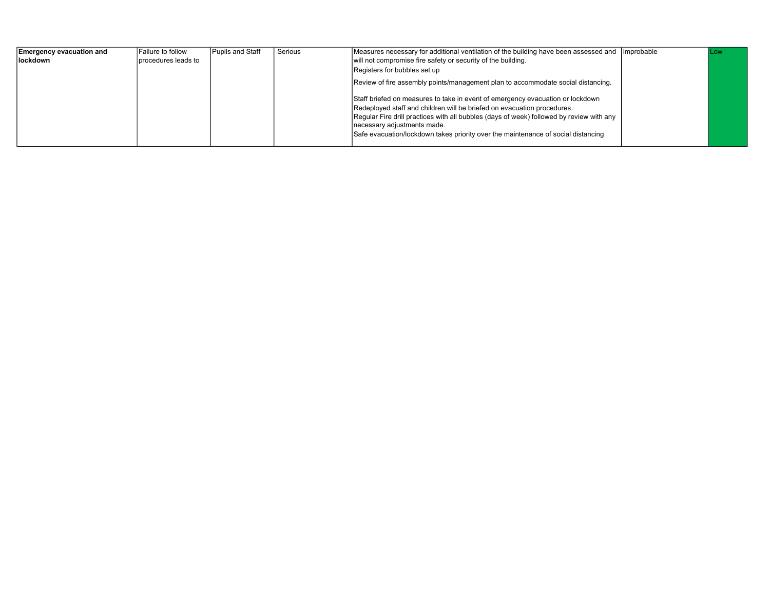| | | | | | | |
|---|---|---|---|---|---|---|
| **Emergency evacuation and lockdown** | Failure to follow procedures leads to | Pupils and Staff | Serious | Measures necessary for additional ventilation of the building have been assessed and will not compromise fire safety or security of the building.<br>Registers for bubbles set up<br>Review of fire assembly points/management plan to accommodate social distancing.<br>Staff briefed on measures to take in event of emergency evacuation or lockdown<br>Redeployed staff and children will be briefed on evacuation procedures.<br>Regular Fire drill practices with all bubbles (days of week) followed by review with any necessary adjustments made.<br>Safe evacuation/lockdown takes priority over the maintenance of social distancing | Improbable | Low |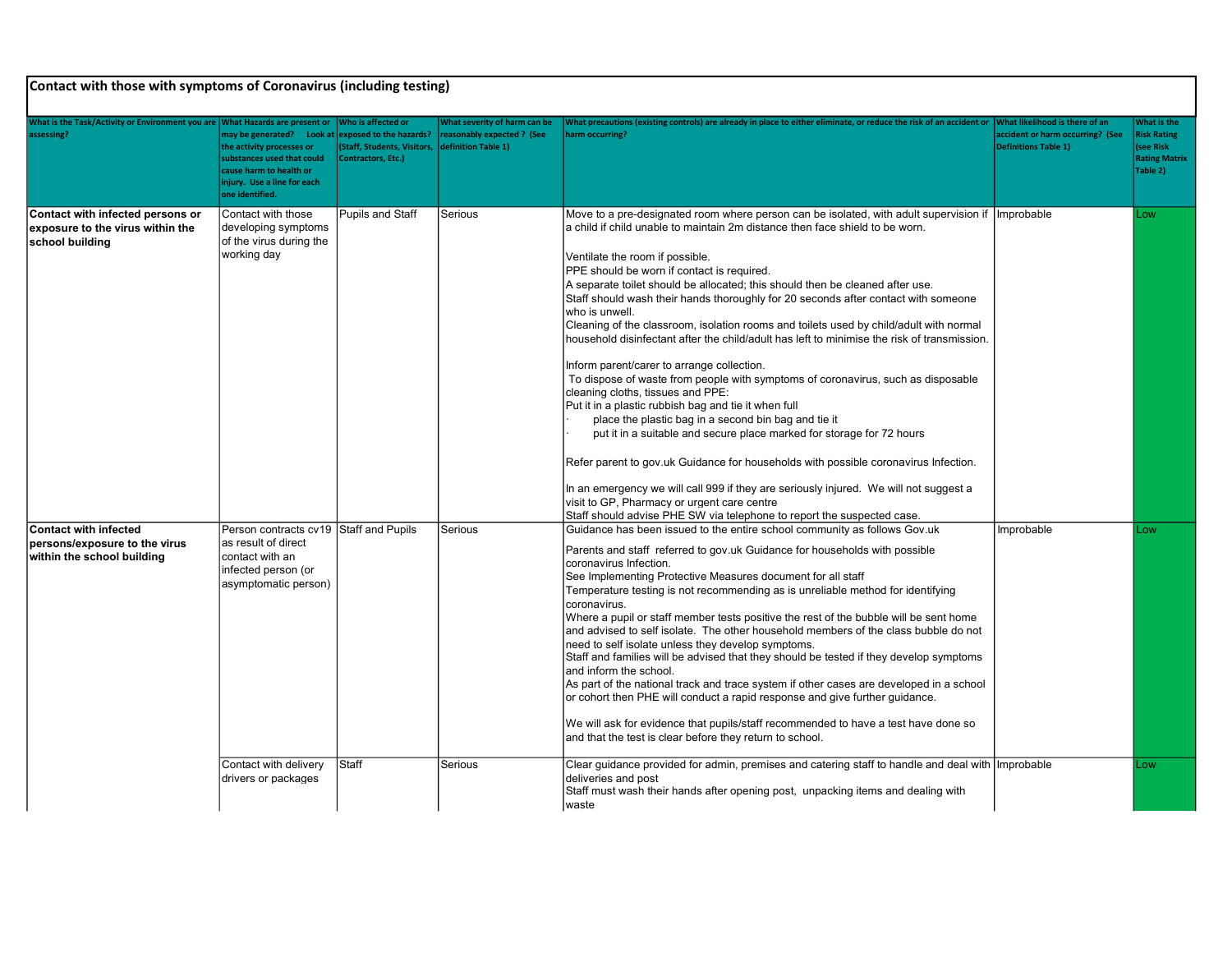## Contact with those with symptoms of Coronavirus (including testing)

| What is the Task/Activity or Environment you are assessing? | What Hazards are present or may be generated? Look at the activity processes or substances used that could cause harm to health or injury. Use a line for each one identified. | Who is affected or exposed to the hazards? (Staff, Students, Visitors, Contractors, Etc.) | What severity of harm can be reasonably expected ? (See definition Table 1) | What precautions (existing controls) are already in place to either eliminate, or reduce the risk of an accident or harm occurring? | What likelihood is there of an accident or harm occurring? (See Definitions Table 1) | What is the Risk Rating (see Risk Rating Matrix Table 2) |
|---|---|---|---|---|---|---|
| **Contact with infected persons or exposure to the virus within the school building** | Contact with those developing symptoms of the virus during the working day | Pupils and Staff | Serious | Move to a pre-designated room where person can be isolated, with adult supervision if a child if child unable to maintain 2m distance then face shield to be worn.<br><br>Ventilate the room if possible.<br>PPE should be worn if contact is required.<br>A separate toilet should be allocated; this should then be cleaned after use.<br>Staff should wash their hands thoroughly for 20 seconds after contact with someone who is unwell.<br>Cleaning of the classroom, isolation rooms and toilets used by child/adult with normal household disinfectant after the child/adult has left to minimise the risk of transmission.<br><br>Inform parent/carer to arrange collection.<br>To dispose of waste from people with symptoms of coronavirus, such as disposable cleaning cloths, tissues and PPE:<br>Put it in a plastic rubbish bag and tie it when full<br>· place the plastic bag in a second bin bag and tie it<br>· put it in a suitable and secure place marked for storage for 72 hours<br><br>Refer parent to gov.uk Guidance for households with possible coronavirus Infection.<br><br>In an emergency we will call 999 if they are seriously injured. We will not suggest a visit to GP, Pharmacy or urgent care centre<br>Staff should advise PHE SW via telephone to report the suspected case. | Improbable | Low |
| **Contact with infected persons/exposure to the virus within the school building** | Person contracts cv19 as result of direct contact with an infected person (or asymptomatic person) | Staff and Pupils | Serious | Guidance has been issued to the entire school community as follows Gov.uk<br><br>Parents and staff referred to gov.uk Guidance for households with possible coronavirus Infection.<br>See Implementing Protective Measures document for all staff<br>Temperature testing is not recommending as is unreliable method for identifying coronavirus.<br>Where a pupil or staff member tests positive the rest of the bubble will be sent home and advised to self isolate. The other household members of the class bubble do not need to self isolate unless they develop symptoms.<br>Staff and families will be advised that they should be tested if they develop symptoms and inform the school.<br>As part of the national track and trace system if other cases are developed in a school or cohort then PHE will conduct a rapid response and give further guidance.<br><br>We will ask for evidence that pupils/staff recommended to have a test have done so and that the test is clear before they return to school. | Improbable | Low |
| | Contact with delivery drivers or packages | Staff | Serious | Clear guidance provided for admin, premises and catering staff to handle and deal with deliveries and post<br>Staff must wash their hands after opening post, unpacking items and dealing with waste | Improbable | Low |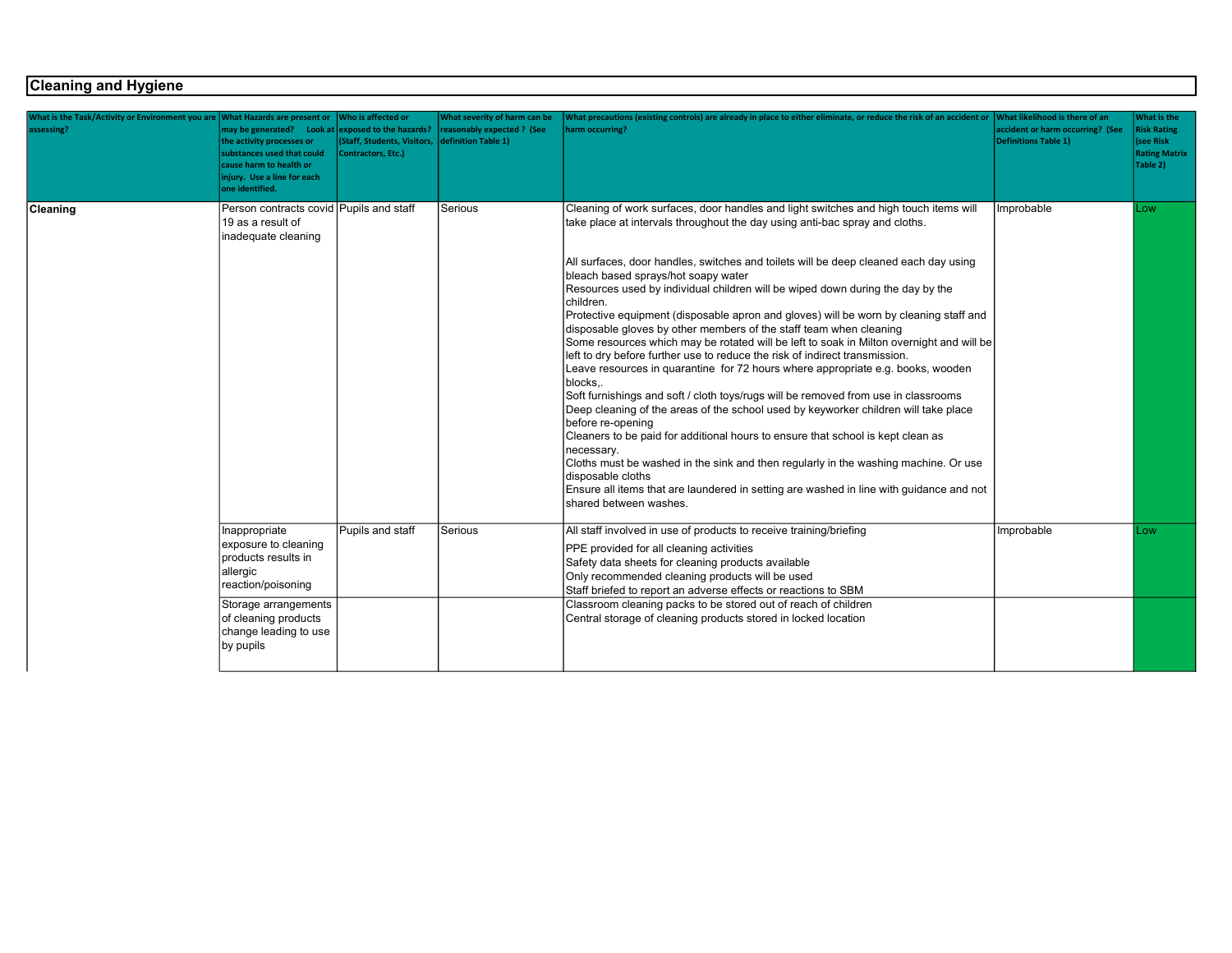## Cleaning and Hygiene

| What is the Task/Activity or Environment you are assessing? | What Hazards are present or may be generated? Look at the activity processes or substances used that could cause harm to health or injury. Use a line for each one identified. | Who is affected or exposed to the hazards? (Staff, Students, Visitors, Contractors, Etc.) | What severity of harm can be reasonably expected ? (See definition Table 1) | What precautions (existing controls) are already in place to either eliminate, or reduce the risk of an accident or harm occurring? | What likelihood is there of an accident or harm occurring? (See Definitions Table 1) | What is the Risk Rating (see Risk Rating Matrix Table 2) |
|---|---|---|---|---|---|---|
| **Cleaning** | Person contracts covid 19 as a result of inadequate cleaning | Pupils and staff | Serious | Cleaning of work surfaces, door handles and light switches and high touch items will take place at intervals throughout the day using anti-bac spray and cloths.<br><br>All surfaces, door handles, switches and toilets will be deep cleaned each day using bleach based sprays/hot soapy water<br>Resources used by individual children will be wiped down during the day by the children.<br>Protective equipment (disposable apron and gloves) will be worn by cleaning staff and disposable gloves by other members of the staff team when cleaning<br>Some resources which may be rotated will be left to soak in Milton overnight and will be left to dry before further use to reduce the risk of indirect transmission.<br>Leave resources in quarantine for 72 hours where appropriate e.g. books, wooden blocks,.<br>Soft furnishings and soft / cloth toys/rugs will be removed from use in classrooms<br>Deep cleaning of the areas of the school used by keyworker children will take place before re-opening<br>Cleaners to be paid for additional hours to ensure that school is kept clean as necessary.<br>Cloths must be washed in the sink and then regularly in the washing machine. Or use disposable cloths<br>Ensure all items that are laundered in setting are washed in line with guidance and not shared between washes. | Improbable | Low |
| | Inappropriate exposure to cleaning products results in allergic reaction/poisoning | Pupils and staff | Serious | All staff involved in use of products to receive training/briefing<br>PPE provided for all cleaning activities<br>Safety data sheets for cleaning products available<br>Only recommended cleaning products will be used<br>Staff briefed to report an adverse effects or reactions to SBM | Improbable | Low |
| | Storage arrangements of cleaning products change leading to use by pupils | | | Classroom cleaning packs to be stored out of reach of children<br>Central storage of cleaning products stored in locked location | | |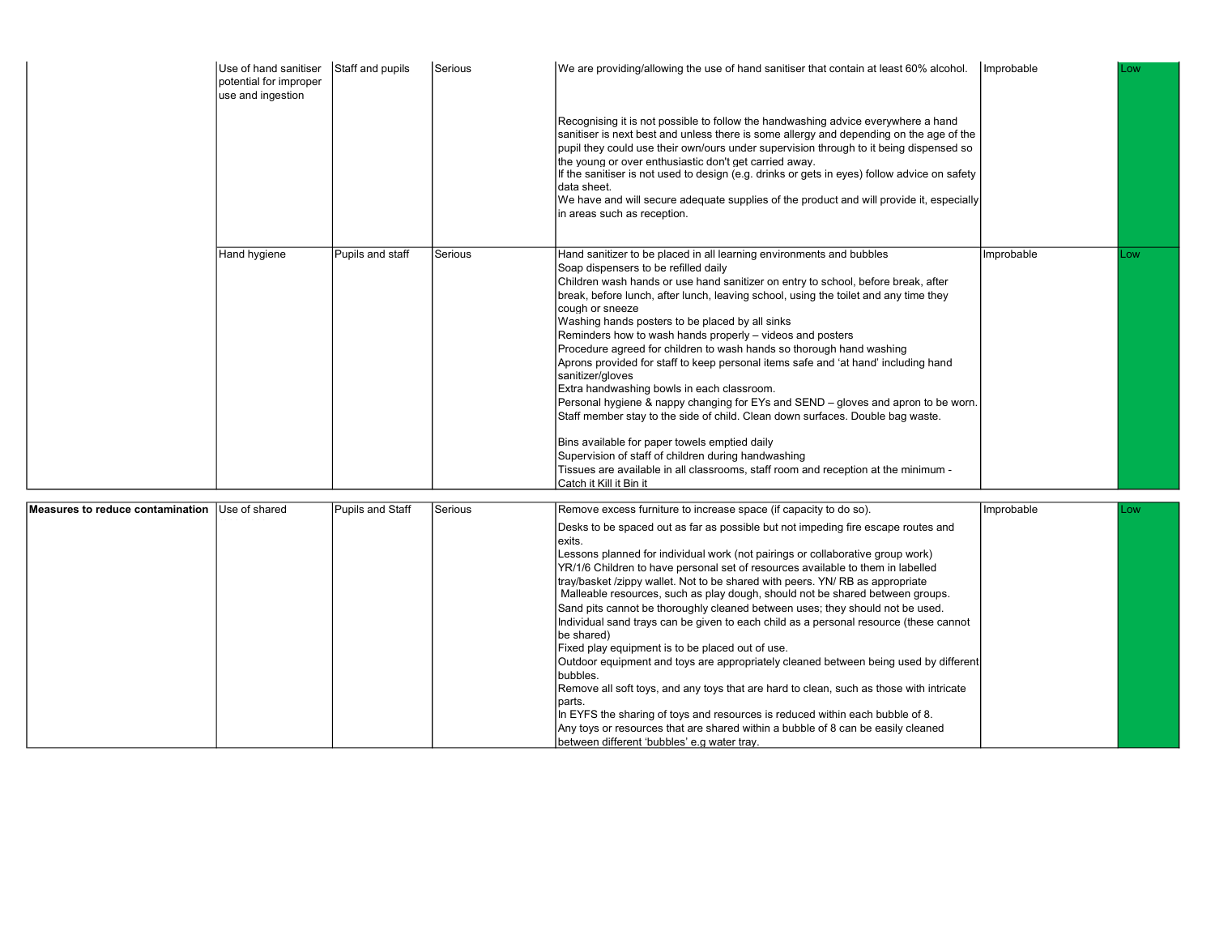| | | | | | | |
|---|---|---|---|---|---|---|
| | Use of hand sanitiser potential for improper use and ingestion | Staff and pupils | Serious | We are providing/allowing the use of hand sanitiser that contain at least 60% alcohol.<br><br>Recognising it is not possible to follow the handwashing advice everywhere a hand sanitiser is next best and unless there is some allergy and depending on the age of the pupil they could use their own/ours under supervision through to it being dispensed so the young or over enthusiastic don't get carried away.<br>If the sanitiser is not used to design (e.g. drinks or gets in eyes) follow advice on safety data sheet.<br>We have and will secure adequate supplies of the product and will provide it, especially in areas such as reception. | Improbable | Low |
| | Hand hygiene | Pupils and staff | Serious | Hand sanitizer to be placed in all learning environments and bubbles<br>Soap dispensers to be refilled daily<br>Children wash hands or use hand sanitizer on entry to school, before break, after break, before lunch, after lunch, leaving school, using the toilet and any time they cough or sneeze<br>Washing hands posters to be placed by all sinks<br>Reminders how to wash hands properly – videos and posters<br>Procedure agreed for children to wash hands so thorough hand washing<br>Aprons provided for staff to keep personal items safe and 'at hand' including hand sanitizer/gloves<br>Extra handwashing bowls in each classroom.<br>Personal hygiene & nappy changing for EYs and SEND – gloves and apron to be worn. Staff member stay to the side of child. Clean down surfaces. Double bag waste.<br><br>Bins available for paper towels emptied daily<br>Supervision of staff of children during handwashing<br>Tissues are available in all classrooms, staff room and reception at the minimum - Catch it Kill it Bin it | Improbable | Low |
| **Measures to reduce contamination** | Use of shared | Pupils and Staff | Serious | Remove excess furniture to increase space (if capacity to do so).<br>Desks to be spaced out as far as possible but not impeding fire escape routes and exits.<br>Lessons planned for individual work (not pairings or collaborative group work)<br>YR/1/6 Children to have personal set of resources available to them in labelled tray/basket /zippy wallet. Not to be shared with peers. YN/ RB as appropriate<br>Malleable resources, such as play dough, should not be shared between groups.<br>Sand pits cannot be thoroughly cleaned between uses; they should not be used.<br>Individual sand trays can be given to each child as a personal resource (these cannot be shared)<br>Fixed play equipment is to be placed out of use.<br>Outdoor equipment and toys are appropriately cleaned between being used by different bubbles.<br>Remove all soft toys, and any toys that are hard to clean, such as those with intricate parts.<br>In EYFS the sharing of toys and resources is reduced within each bubble of 8.<br>Any toys or resources that are shared within a bubble of 8 can be easily cleaned between different 'bubbles' e.g water tray. | Improbable | Low |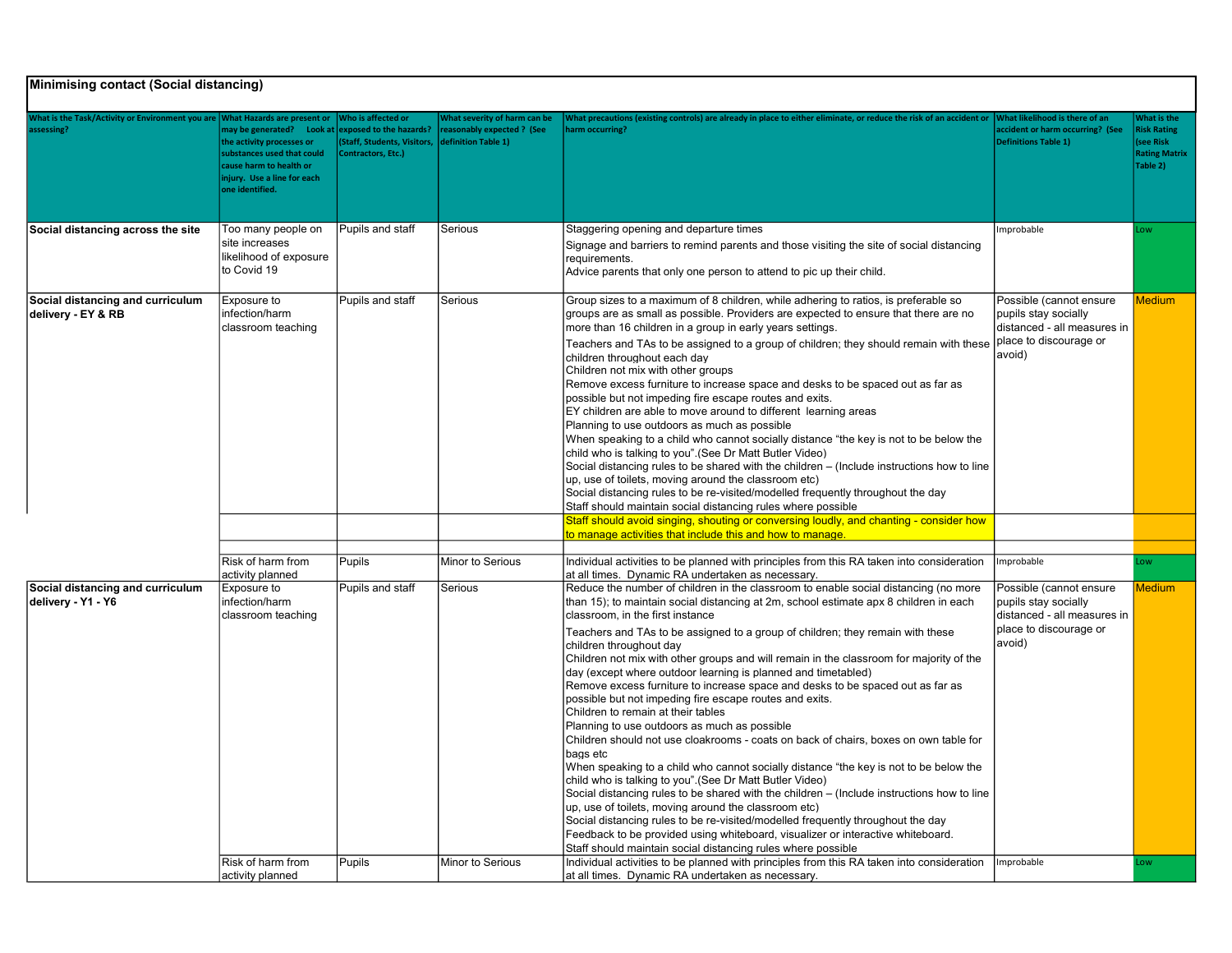## Minimising contact (Social distancing)

| What is the Task/Activity or Environment you are assessing? | What Hazards are present or may be generated? Look at the activity processes or substances used that could cause harm to health or injury. Use a line for each one identified. | Who is affected or exposed to the hazards? (Staff, Students, Visitors, Contractors, Etc.) | What severity of harm can be reasonably expected ? (See definition Table 1) | What precautions (existing controls) are already in place to either eliminate, or reduce the risk of an accident or harm occurring? | What likelihood is there of an accident or harm occurring? (See Definitions Table 1) | What is the Risk Rating (see Risk Rating Matrix Table 2) |
|---|---|---|---|---|---|---|
| **Social distancing across the site** | Too many people on site increases likelihood of exposure to Covid 19 | Pupils and staff | Serious | Staggering opening and departure times<br>Signage and barriers to remind parents and those visiting the site of social distancing requirements.<br>Advice parents that only one person to attend to pic up their child. | Improbable | Low |
| **Social distancing and curriculum delivery - EY & RB** | Exposure to infection/harm classroom teaching | Pupils and staff | Serious | Group sizes to a maximum of 8 children, while adhering to ratios, is preferable so groups are as small as possible. Providers are expected to ensure that there are no more than 16 children in a group in early years settings.<br>Teachers and TAs to be assigned to a group of children; they should remain with these children throughout each day<br>Children not mix with other groups<br>Remove excess furniture to increase space and desks to be spaced out as far as possible but not impeding fire escape routes and exits.<br>EY children are able to move around to different learning areas<br>Planning to use outdoors as much as possible<br>When speaking to a child who cannot socially distance "the key is not to be below the child who is talking to you".(See Dr Matt Butler Video)<br>Social distancing rules to be shared with the children – (Include instructions how to line up, use of toilets, moving around the classroom etc)<br>Social distancing rules to be re-visited/modelled frequently throughout the day<br>Staff should maintain social distancing rules where possible | Possible (cannot ensure pupils stay socially distanced - all measures in place to discourage or avoid) | Medium |
| | | | | Staff should avoid singing, shouting or conversing loudly, and chanting - consider how to manage activities that include this and how to manage. | | |
| | | | | | | |
| | Risk of harm from activity planned | Pupils | Minor to Serious | Individual activities to be planned with principles from this RA taken into consideration at all times. Dynamic RA undertaken as necessary. | Improbable | Low |
| **Social distancing and curriculum delivery - Y1 - Y6** | Exposure to infection/harm classroom teaching | Pupils and staff | Serious | Reduce the number of children in the classroom to enable social distancing (no more than 15); to maintain social distancing at 2m, school estimate apx 8 children in each classroom, in the first instance<br>Teachers and TAs to be assigned to a group of children; they remain with these children throughout day<br>Children not mix with other groups and will remain in the classroom for majority of the day (except where outdoor learning is planned and timetabled)<br>Remove excess furniture to increase space and desks to be spaced out as far as possible but not impeding fire escape routes and exits.<br>Children to remain at their tables<br>Planning to use outdoors as much as possible<br>Children should not use cloakrooms - coats on back of chairs, boxes on own table for bags etc<br>When speaking to a child who cannot socially distance "the key is not to be below the child who is talking to you".(See Dr Matt Butler Video)<br>Social distancing rules to be shared with the children – (Include instructions how to line up, use of toilets, moving around the classroom etc)<br>Social distancing rules to be re-visited/modelled frequently throughout the day<br>Feedback to be provided using whiteboard, visualizer or interactive whiteboard.<br>Staff should maintain social distancing rules where possible | Possible (cannot ensure pupils stay socially distanced - all measures in place to discourage or avoid) | Medium |
| | Risk of harm from activity planned | Pupils | Minor to Serious | Individual activities to be planned with principles from this RA taken into consideration at all times. Dynamic RA undertaken as necessary. | Improbable | Low |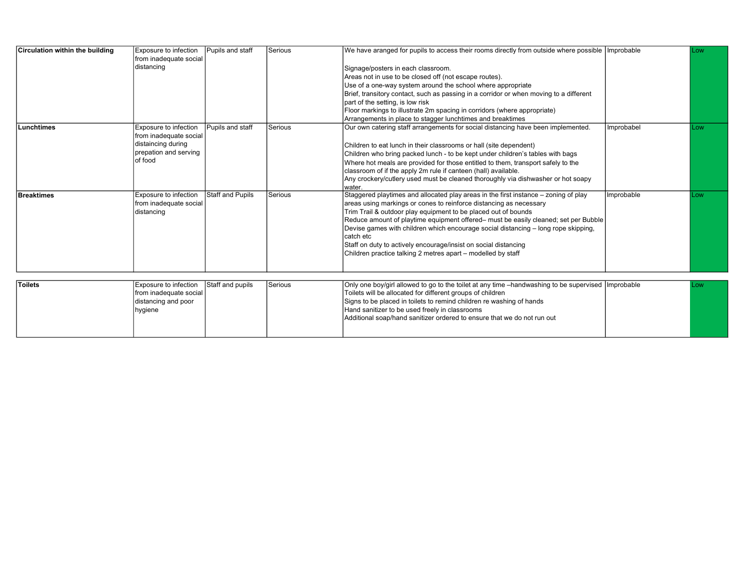| | | | | | | |
|---|---|---|---|---|---|---|
| **Circulation within the building** | Exposure to infection from inadequate social distancing | Pupils and staff | Serious | We have aranged for pupils to access their rooms directly from outside where possible<br><br>Signage/posters in each classroom.<br>Areas not in use to be closed off (not escape routes).<br>Use of a one-way system around the school where appropriate<br>Brief, transitory contact, such as passing in a corridor or when moving to a different part of the setting, is low risk<br>Floor markings to illustrate 2m spacing in corridors (where appropriate)<br>Arrangements in place to stagger lunchtimes and breaktimes | Improbable | Low |
| **Lunchtimes** | Exposure to infection from inadequate social distaincing during prepation and serving of food | Pupils and staff | Serious | Our own catering staff arrangements for social distancing have been implemented.<br><br>Children to eat lunch in their classrooms or hall (site dependent)<br>Children who bring packed lunch - to be kept under children's tables with bags<br>Where hot meals are provided for those entitled to them, transport safely to the classroom of if the apply 2m rule if canteen (hall) available.<br>Any crockery/cutlery used must be cleaned thoroughly via dishwasher or hot soapy water. | Improbabel | Low |
| **Breaktimes** | Exposure to infection from inadequate social distancing | Staff and Pupils | Serious | Staggered playtimes and allocated play areas in the first instance – zoning of play areas using markings or cones to reinforce distancing as necessary<br>Trim Trail & outdoor play equipment to be placed out of bounds<br>Reduce amount of playtime equipment offered– must be easily cleaned; set per Bubble<br>Devise games with children which encourage social distancing – long rope skipping, catch etc<br>Staff on duty to actively encourage/insist on social distancing<br>Children practice talking 2 metres apart – modelled by staff | Improbable | Low |
| **Toilets** | Exposure to infection from inadequate social distancing and poor hygiene | Staff and pupils | Serious | Only one boy/girl allowed to go to the toilet at any time –handwashing to be supervised<br>Toilets will be allocated for different groups of children<br>Signs to be placed in toilets to remind children re washing of hands<br>Hand sanitizer to be used freely in classrooms<br>Additional soap/hand sanitizer ordered to ensure that we do not run out | Improbable | Low |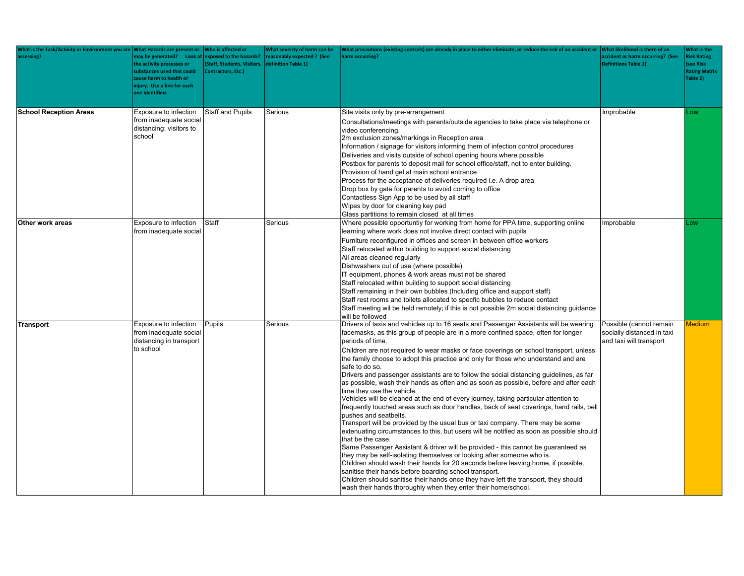| What is the Task/Activity or Environment you are assessing? | What Hazards are present or may be generated? Look at the activity processes or substances used that could cause harm to health or injury. Use a line for each one identified. | Who is affected or exposed to the hazards? (Staff, Students, Visitors, Contractors, Etc.) | What severity of harm can be reasonably expected ? (See definition Table 1) | What precautions (existing controls) are already in place to either eliminate, or reduce the risk of an accident or harm occurring? | What likelihood is there of an accident or harm occurring? (See Definitions Table 1) | What is the Risk Rating (see Risk Rating Matrix Table 2) |
|---|---|---|---|---|---|---|
| **School Reception Areas** | Exposure to infection from inadequate social distancing: visitors to school | Staff and Pupils | Serious | Site visits only by pre-arrangement<br>Consultations/meetings with parents/outside agencies to take place via telephone or video conferencing.<br>2m exclusion zones/markings in Reception area<br>Information / signage for visitors informing them of infection control procedures<br>Deliveries and visits outside of school opening hours where possible<br>Postbox for parents to deposit mail for school office/staff, not to enter building.<br>Provision of hand gel at main school entrance<br>Process for the acceptance of deliveries required i.e. A drop area<br>Drop box by gate for parents to avoid coming to office<br>Contactless Sign App to be used by all staff<br>Wipes by door for cleaning key pad<br>Glass partitions to remain closed at all times | Improbable | Low |
| **Other work areas** | Exposure to infection from inadequate social | Staff | Serious | Where possible opportuntiy for working from home for PPA time, supporting online learning where work does not involve direct contact with pupils<br>Furniture reconfigured in offices and screen in between office workers<br>Staff relocated within building to support social distancing<br>All areas cleaned regularly<br>Dishwashers out of use (where possible)<br>IT equipment, phones & work areas must not be shared<br>Staff relocated within building to support social distancing<br>Staff remaining in their own bubbles (Including office and support staff)<br>Staff rest rooms and toilets allocated to specfic bubbles to reduce contact<br>Staff meeting wil be held remotely; if this is not possible 2m social distancing guidance will be followed | Improbable | Low |
| **Transport** | Exposure to infection from inadequate social distancing in transport to school | Pupils | Serious | Drivers of taxis and vehicles up to 16 seats and Passenger Assistants will be wearing facemasks, as this group of people are in a more confined space, often for longer periods of time.<br>Children are not required to wear masks or face coverings on school transport, unless the family choose to adopt this practice and only for those who understand and are safe to do so.<br>Drivers and passenger assistants are to follow the social distancing guidelines, as far as possible, wash their hands as often and as soon as possible, before and after each time they use the vehicle.<br>Vehicles will be cleaned at the end of every journey, taking particular attention to frequently touched areas such as door handles, back of seat coverings, hand rails, bell pushes and seatbelts.<br>Transport will be provided by the usual bus or taxi company. There may be some extenuating circumstances to this, but users will be notified as soon as possible should that be the case.<br>Same Passenger Assistant & driver will be provided - this cannot be guaranteed as they may be self-isolating themselves or looking after someone who is.<br>Children should wash their hands for 20 seconds before leaving home, if possible, sanitise their hands before boarding school transport.<br>Children should sanitise their hands once they have left the transport, they should wash their hands thoroughly when they enter their home/school. | Possible (cannot remain socially distanced in taxi and taxi will transport | Medium |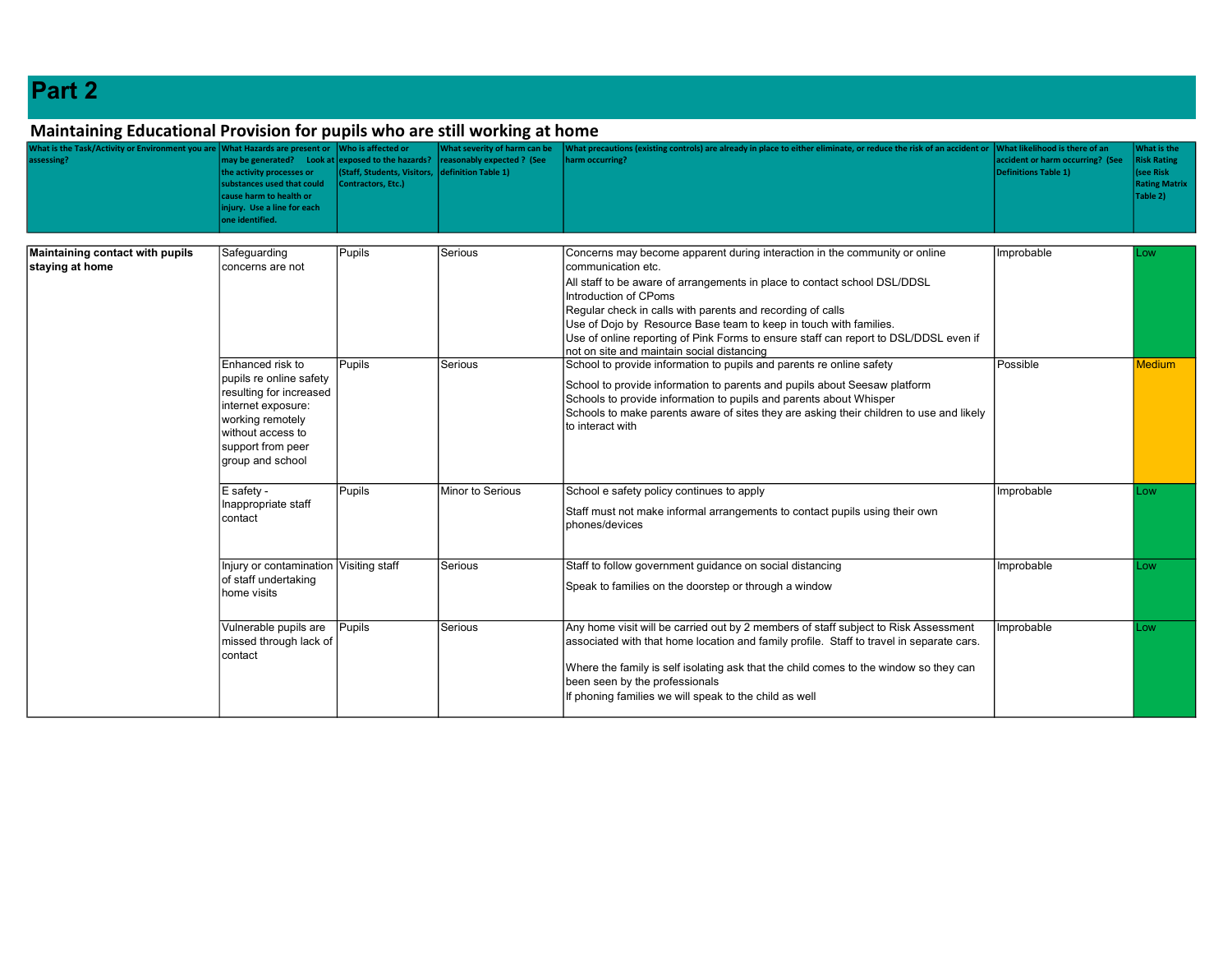# Part 2

## Maintaining Educational Provision for pupils who are still working at home

| What is the Task/Activity or Environment you are assessing? | What Hazards are present or may be generated? Look at the activity processes or substances used that could cause harm to health or injury. Use a line for each one identified. | Who is affected or exposed to the hazards? (Staff, Students, Visitors, Contractors, Etc.) | What severity of harm can be reasonably expected ? (See definition Table 1) | What precautions (existing controls) are already in place to either eliminate, or reduce the risk of an accident or harm occurring? | What likelihood is there of an accident or harm occurring? (See Definitions Table 1) | What is the Risk Rating (see Risk Rating Matrix Table 2) |
|---|---|---|---|---|---|---|
| **Maintaining contact with pupils staying at home** | Safeguarding concerns are not | Pupils | Serious | Concerns may become apparent during interaction in the community or online communication etc.<br>All staff to be aware of arrangements in place to contact school DSL/DDSL<br>Introduction of CPoms<br>Regular check in calls with parents and recording of calls<br>Use of Dojo by Resource Base team to keep in touch with families.<br>Use of online reporting of Pink Forms to ensure staff can report to DSL/DDSL even if not on site and maintain social distancing | Improbable | Low |
| | Enhanced risk to pupils re online safety resulting for increased internet exposure: working remotely without access to support from peer group and school | Pupils | Serious | School to provide information to pupils and parents re online safety<br>School to provide information to parents and pupils about Seesaw platform<br>Schools to provide information to pupils and parents about Whisper<br>Schools to make parents aware of sites they are asking their children to use and likely to interact with | Possible | Medium |
| | E safety - Inappropriate staff contact | Pupils | Minor to Serious | School e safety policy continues to apply<br>Staff must not make informal arrangements to contact pupils using their own phones/devices | Improbable | Low |
| | Injury or contamination of staff undertaking home visits | Visiting staff | Serious | Staff to follow government guidance on social distancing<br>Speak to families on the doorstep or through a window | Improbable | Low |
| | Vulnerable pupils are missed through lack of contact | Pupils | Serious | Any home visit will be carried out by 2 members of staff subject to Risk Assessment associated with that home location and family profile. Staff to travel in separate cars.<br>Where the family is self isolating ask that the child comes to the window so they can been seen by the professionals<br>If phoning families we will speak to the child as well | Improbable | Low |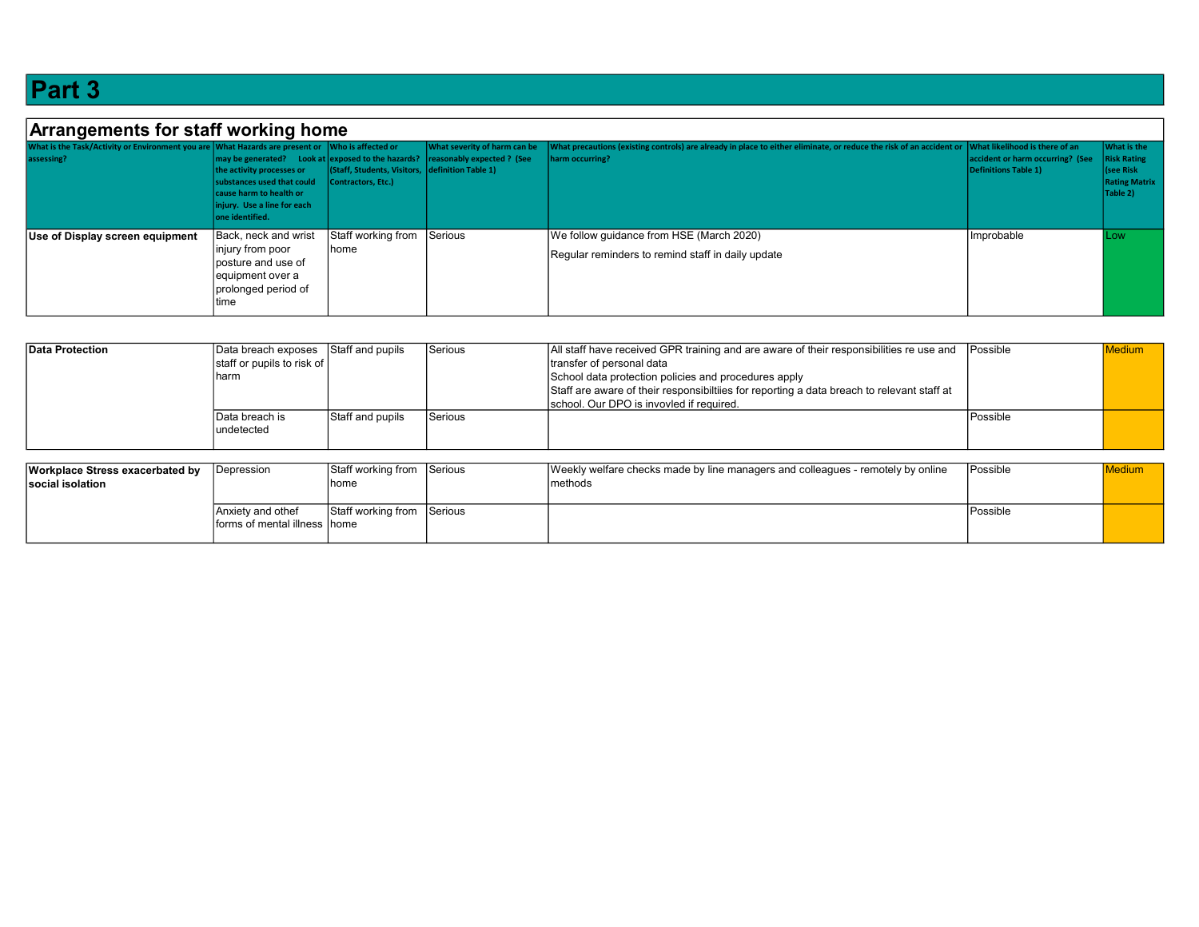# Part 3

## Arrangements for staff working home

| What is the Task/Activity or Environment you are assessing? | What Hazards are present or may be generated? Look at the activity processes or substances used that could cause harm to health or injury. Use a line for each one identified. | Who is affected or exposed to the hazards? (Staff, Students, Visitors, Contractors, Etc.) | What severity of harm can be reasonably expected ? (See definition Table 1) | What precautions (existing controls) are already in place to either eliminate, or reduce the risk of an accident or harm occurring? | What likelihood is there of an accident or harm occurring? (See Definitions Table 1) | What is the Risk Rating (see Risk Rating Matrix Table 2) |
|---|---|---|---|---|---|---|
| **Use of Display screen equipment** | Back, neck and wrist injury from poor posture and use of equipment over a prolonged period of time | Staff working from home | Serious | We follow guidance from HSE (March 2020)<br>Regular reminders to remind staff in daily update | Improbable | Low |
| **Data Protection** | Data breach exposes staff or pupils to risk of harm | Staff and pupils | Serious | All staff have received GPR training and are aware of their responsibilities re use and transfer of personal data<br>School data protection policies and procedures apply<br>Staff are aware of their responsibiltiies for reporting a data breach to relevant staff at school. Our DPO is invovled if required. | Possible | Medium |
| | Data breach is undetected | Staff and pupils | Serious | | Possible | |
| **Workplace Stress exacerbated by social isolation** | Depression | Staff working from home | Serious | Weekly welfare checks made by line managers and colleagues - remotely by online methods | Possible | Medium |
| | Anxiety and othef forms of mental illness | Staff working from home | Serious | | Possible | |